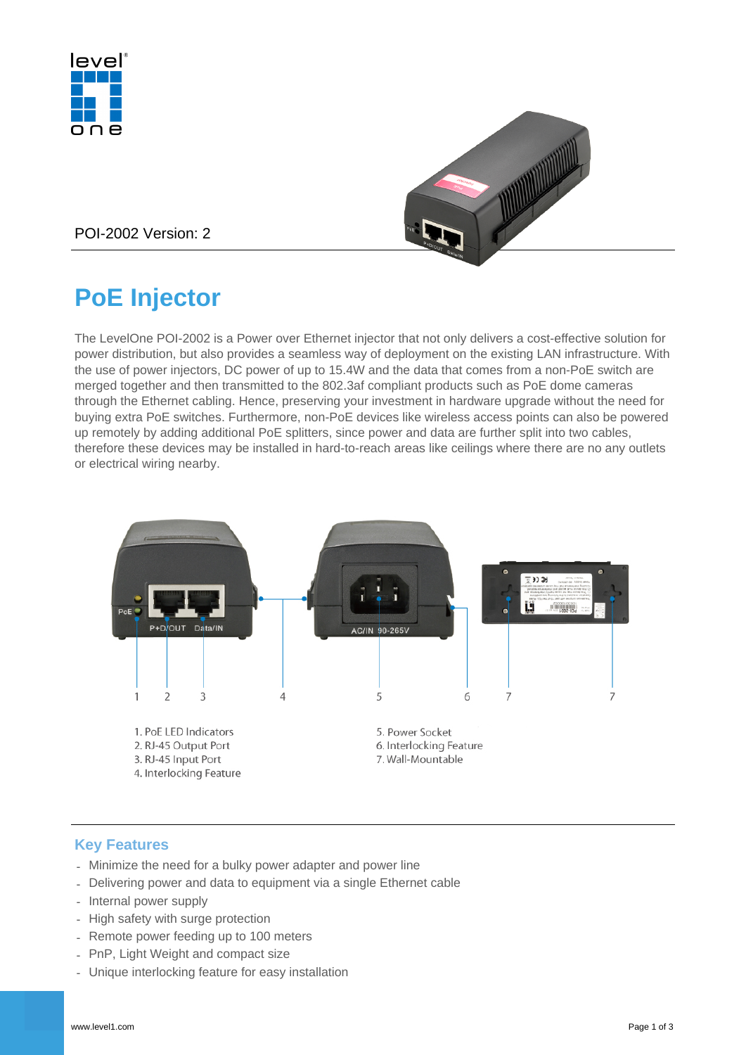POI-2002 Version: 2

# PoE Injector

The LevelOne POI-2002 is a Power over Ethernet injector that not only delivers a cost-effective solution for power distribution, but also provides a seamless way of deployment on the existing LAN infrastructure. With the use of power injectors, DC power of up to 15.4W and the data that comes from a non-PoE switch are merged together and then transmitted to the 802.3af compliant products such as PoE dome cameras through the Ethernet cabling. Hence, preserving your investment in hardware upgrade without the need for buying extra PoE switches. Furthermore, non-PoE devices like wireless access points can also be powered up remotely by adding additional PoE splitters, since power and data are further split into two cables, therefore these devices may be installed in hard-to-reach areas like ceilings where there are no any outlets or electrical wiring nearby.

1. PoE LED Indicators
2. RJ-45 Output Port
3. RJ-45 Input Port
4. Interlocking Feature
5. Power Socket
6. Interlocking Feature
7. Wall-Mountable

## Key Features

- Minimize the need for a bulky power adapter and power line
- Delivering power and data to equipment via a single Ethernet cable
- Internal power supply
- High safety with surge protection
- Remote power feeding up to 100 meters
- PnP, Light Weight and compact size
- Unique interlocking feature for easy installation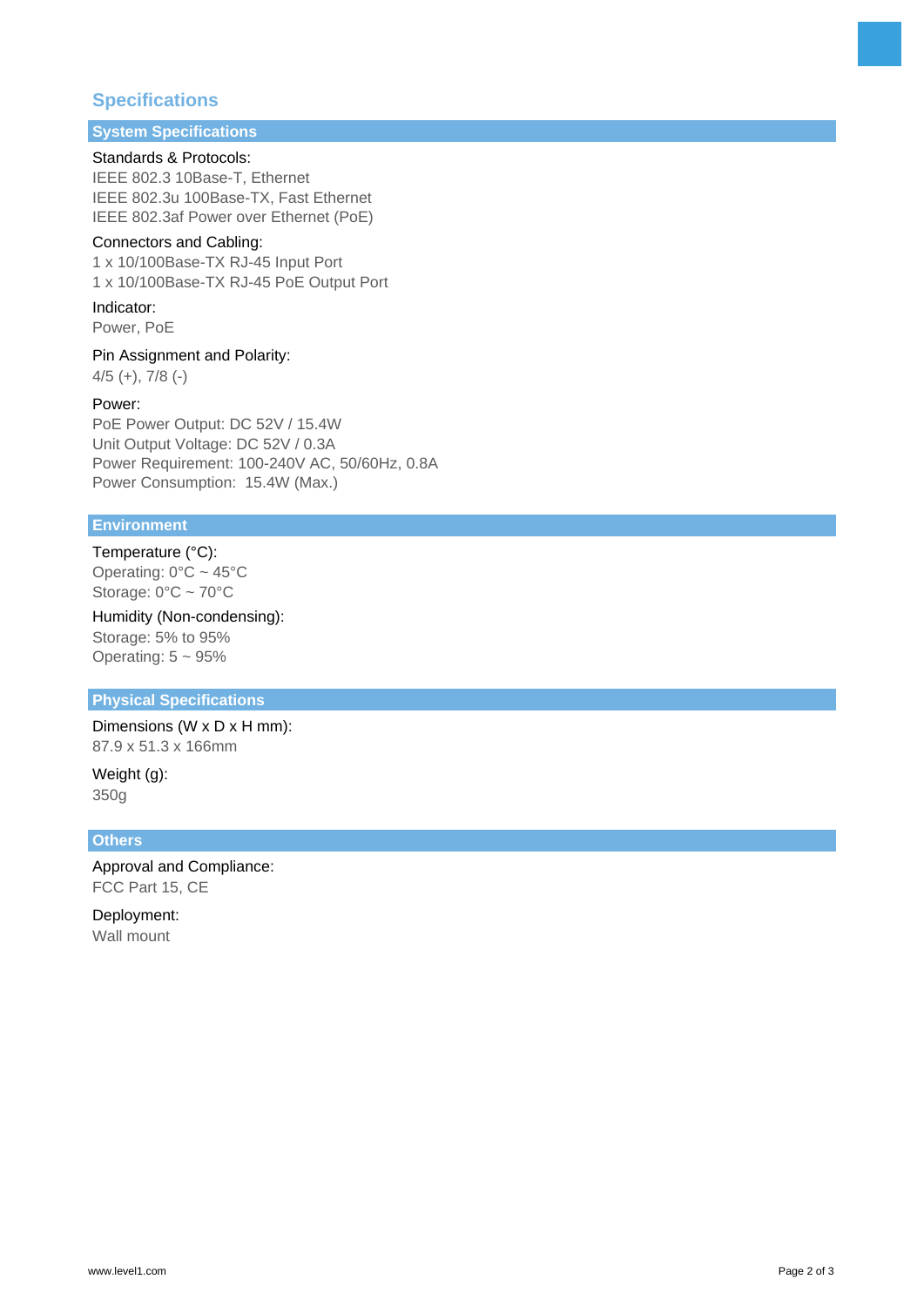## Specifications

### System Specifications

Standards & Protocols:
IEEE 802.3 10Base-T, Ethernet
IEEE 802.3u 100Base-TX, Fast Ethernet
IEEE 802.3af Power over Ethernet (PoE)

Connectors and Cabling:
1 x 10/100Base-TX RJ-45 Input Port
1 x 10/100Base-TX RJ-45 PoE Output Port

Indicator:
Power, PoE

Pin Assignment and Polarity:
4/5 (+), 7/8 (-)

Power:
PoE Power Output: DC 52V / 15.4W
Unit Output Voltage: DC 52V / 0.3A
Power Requirement: 100-240V AC, 50/60Hz, 0.8A
Power Consumption: 15.4W (Max.)

### Environment

Temperature (°C):
Operating: 0°C ~ 45°C
Storage: 0°C ~ 70°C

Humidity (Non-condensing):
Storage: 5% to 95%
Operating: 5 ~ 95%

### Physical Specifications

Dimensions (W x D x H mm):
87.9 x 51.3 x 166mm

Weight (g):
350g

### Others

Approval and Compliance:
FCC Part 15, CE

Deployment:
Wall mount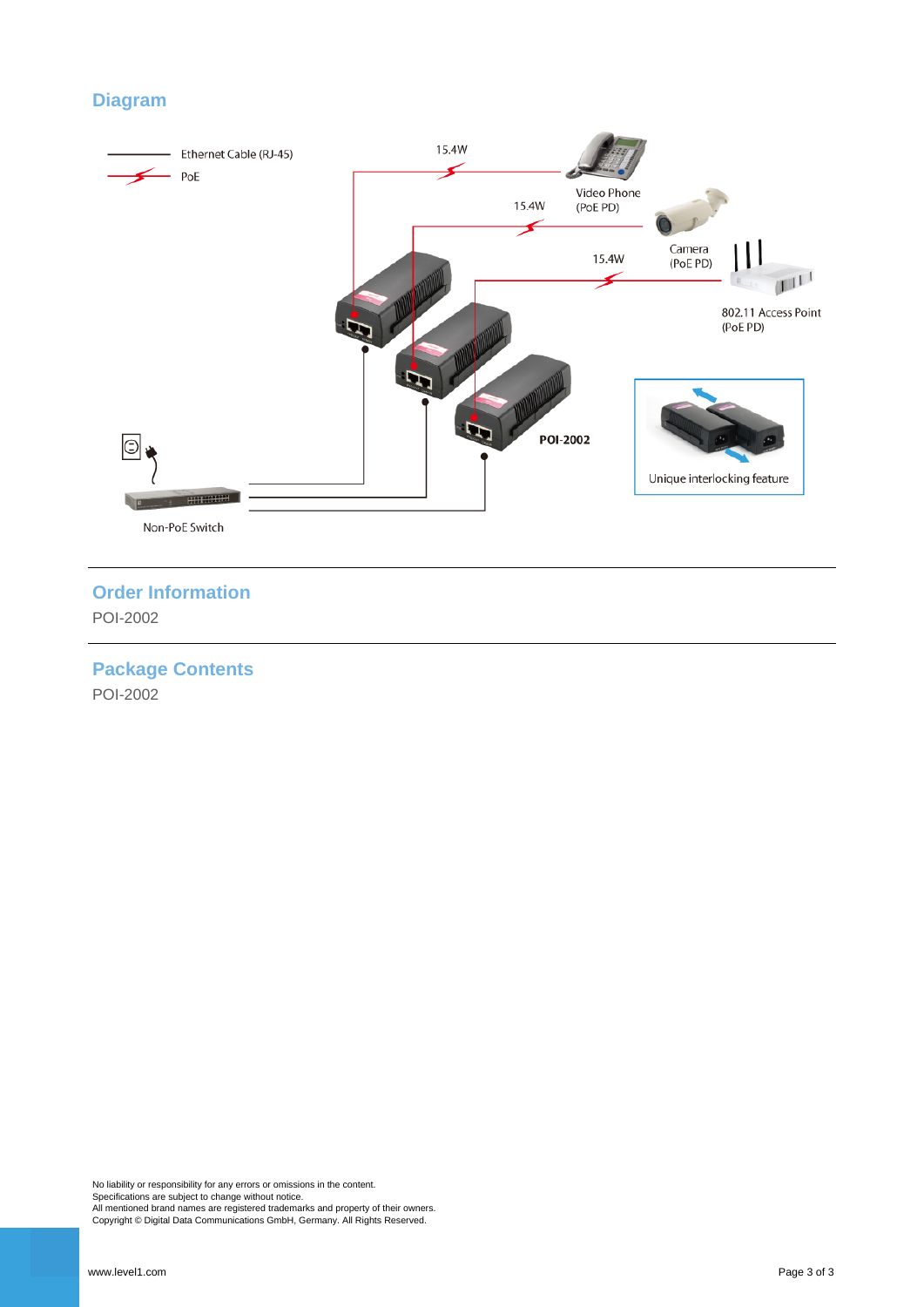## Diagram

Ethernet Cable (RJ-45)
PoE
15.4W
Video Phone (PoE PD)
15.4W
Camera (PoE PD)
15.4W
802.11 Access Point (PoE PD)
POI-2002
Unique interlocking feature
Non-PoE Switch

## Order Information

POI-2002

## Package Contents

POI-2002

No liability or responsibility for any errors or omissions in the content.
Specifications are subject to change without notice.
All mentioned brand names are registered trademarks and property of their owners.
Copyright © Digital Data Communications GmbH, Germany. All Rights Reserved.

www.level1.com